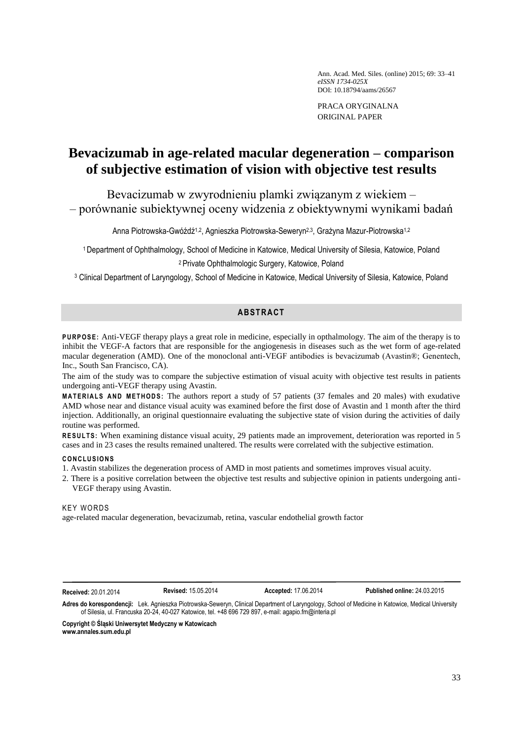PRACA ORYGINALNA
ORIGINAL PAPER

# Bevacizumab in age-related macular degeneration – comparison of subjective estimation of vision with objective test results

## Bevacizumab w zwyrodnieniu plamki związanym z wiekiem – – porównanie subiektywnej oceny widzenia z obiektywnymi wynikami badań

Anna Piotrowska-Gwóźdź[1,2], Agnieszka Piotrowska-Seweryn[2,3], Grażyna Mazur-Piotrowska[1,2]

[1] Department of Ophthalmology, School of Medicine in Katowice, Medical University of Silesia, Katowice, Poland
[2] Private Ophthalmologic Surgery, Katowice, Poland
[3] Clinical Department of Laryngology, School of Medicine in Katowice, Medical University of Silesia, Katowice, Poland

## ABSTRACT

**PURPOSE:** Anti-VEGF therapy plays a great role in medicine, especially in opthalmology. The aim of the therapy is to inhibit the VEGF-A factors that are responsible for the angiogenesis in diseases such as the wet form of age-related macular degeneration (AMD). One of the monoclonal anti-VEGF antibodies is bevacizumab (Avastin®; Genentech, Inc., South San Francisco, CA).

The aim of the study was to compare the subjective estimation of visual acuity with objective test results in patients undergoing anti-VEGF therapy using Avastin.

**MATERIALS AND METHODS:** The authors report a study of 57 patients (37 females and 20 males) with exudative AMD whose near and distance visual acuity was examined before the first dose of Avastin and 1 month after the third injection. Additionally, an original questionnaire evaluating the subjective state of vision during the activities of daily routine was performed.

**RESULTS:** When examining distance visual acuity, 29 patients made an improvement, deterioration was reported in 5 cases and in 23 cases the results remained unaltered. The results were correlated with the subjective estimation.

**CONCLUSIONS**

1. Avastin stabilizes the degeneration process of AMD in most patients and sometimes improves visual acuity.
2. There is a positive correlation between the objective test results and subjective opinion in patients undergoing anti-VEGF therapy using Avastin.

KEY WORDS

age-related macular degeneration, bevacizumab, retina, vascular endothelial growth factor

**Received:** 20.01.2014 **Revised:** 15.05.2014 **Accepted:** 17.06.2014 **Published online:** 24.03.2015

**Adres do korespondencji:** Lek. Agnieszka Piotrowska-Seweryn, Clinical Department of Laryngology, School of Medicine in Katowice, Medical University of Silesia, ul. Francuska 20-24, 40-027 Katowice, tel. +48 696 729 897, e-mail: agapio.fm@interia.pl

**Copyright © Śląski Uniwersytet Medyczny w Katowicach**
**www.annales.sum.edu.pl**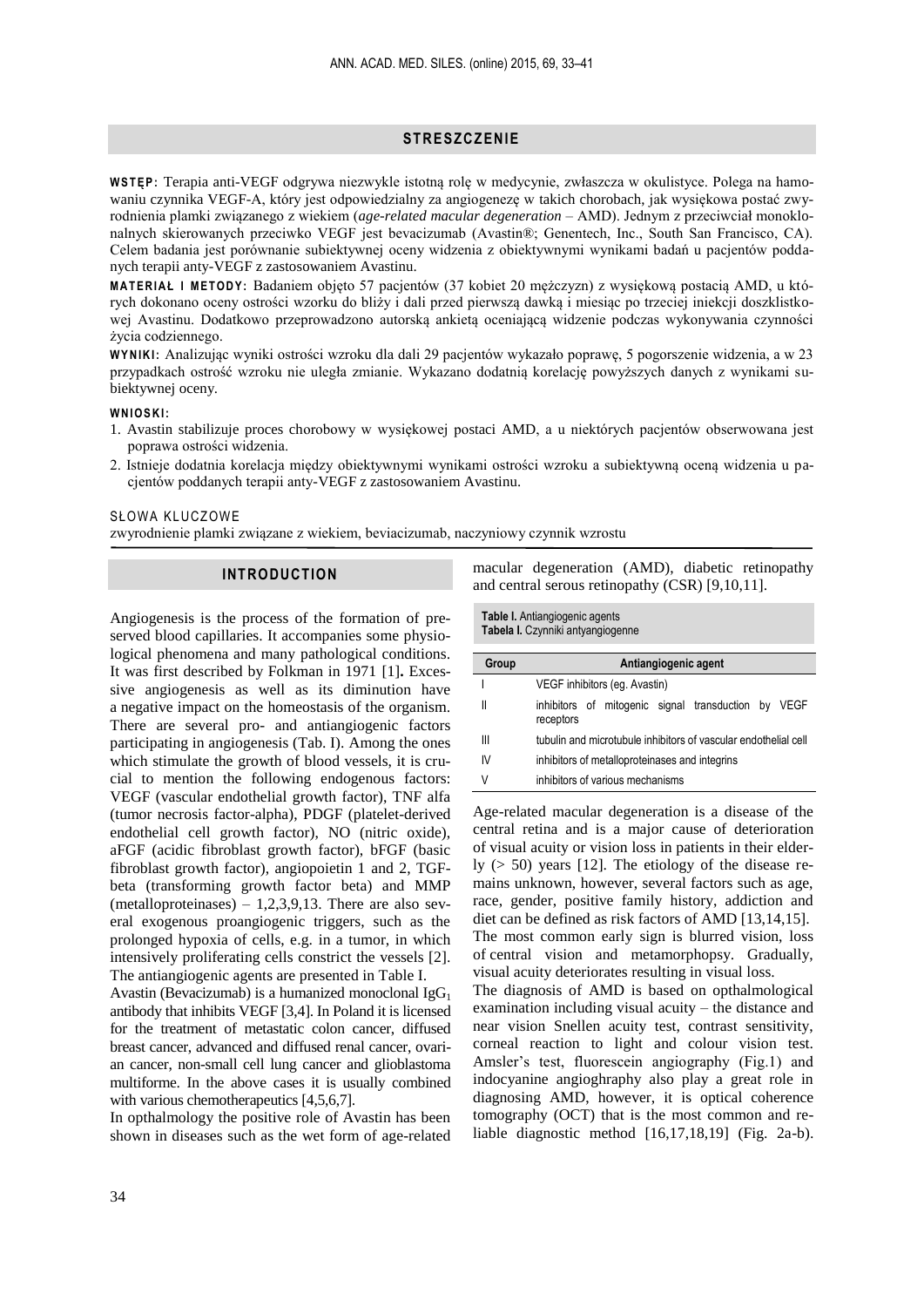## STRESZCZENIE

**WSTĘP:** Terapia anti-VEGF odgrywa niezwykle istotną rolę w medycynie, zwłaszcza w okulistyce. Polega na hamowaniu czynnika VEGF-A, który jest odpowiedzialny za angiogenezę w takich chorobach, jak wysiękowa postać zwyrodnienia plamki związanego z wiekiem (*age-related macular degeneration* – AMD). Jednym z przeciwciał monoklonalnych skierowanych przeciwko VEGF jest bevacizumab (Avastin®; Genentech, Inc., South San Francisco, CA). Celem badania jest porównanie subiektywnej oceny widzenia z obiektywnymi wynikami badań u pacjentów poddanych terapii anty-VEGF z zastosowaniem Avastinu.

**MATERIAŁ I METODY:** Badaniem objęto 57 pacjentów (37 kobiet 20 mężczyzn) z wysiękową postacią AMD, u których dokonano oceny ostrości wzorku do bliży i dali przed pierwszą dawką i miesiąc po trzeciej iniekcji doszklistkowej Avastinu. Dodatkowo przeprowadzono autorską ankietą oceniającą widzenie podczas wykonywania czynności życia codziennego.

**WYNIKI:** Analizując wyniki ostrości wzroku dla dali 29 pacjentów wykazało poprawę, 5 pogorszenie widzenia, a w 23 przypadkach ostrość wzroku nie uległa zmianie. Wykazano dodatnią korelację powyższych danych z wynikami subiektywnej oceny.

**WNIOSKI:**

1. Avastin stabilizuje proces chorobowy w wysiękowej postaci AMD, a u niektórych pacjentów obserwowana jest poprawa ostrości widzenia.
2. Istnieje dodatnia korelacja między obiektywnymi wynikami ostrości wzroku a subiektywną oceną widzenia u pacjentów poddanych terapii anty-VEGF z zastosowaniem Avastinu.

SŁOWA KLUCZOWE

zwyrodnienie plamki związane z wiekiem, beviacizumab, naczyniowy czynnik wzrostu

## INTRODUCTION

Angiogenesis is the process of the formation of preserved blood capillaries. It accompanies some physiological phenomena and many pathological conditions. It was first described by Folkman in 1971 [1]**.** Excessive angiogenesis as well as its diminution have a negative impact on the homeostasis of the organism. There are several pro- and antiangiogenic factors participating in angiogenesis (Tab. I). Among the ones which stimulate the growth of blood vessels, it is crucial to mention the following endogenous factors: VEGF (vascular endothelial growth factor), TNF alfa (tumor necrosis factor-alpha), PDGF (platelet-derived endothelial cell growth factor), NO (nitric oxide), aFGF (acidic fibroblast growth factor), bFGF (basic fibroblast growth factor), angiopoietin 1 and 2, TGF-beta (transforming growth factor beta) and MMP (metalloproteinases) – 1,2,3,9,13. There are also several exogenous proangiogenic triggers, such as the prolonged hypoxia of cells, e.g. in a tumor, in which intensively proliferating cells constrict the vessels [2]. The antiangiogenic agents are presented in Table I.

Avastin (Bevacizumab) is a humanized monoclonal $IgG_1$ antibody that inhibits VEGF [3,4]. In Poland it is licensed for the treatment of metastatic colon cancer, diffused breast cancer, advanced and diffused renal cancer, ovarian cancer, non-small cell lung cancer and glioblastoma multiforme. In the above cases it is usually combined with various chemotherapeutics [4,5,6,7].

In opthalmology the positive role of Avastin has been shown in diseases such as the wet form of age-related macular degeneration (AMD), diabetic retinopathy and central serous retinopathy (CSR) [9,10,11].

**Table I.** Antiangiogenic agents
**Tabela I.** Czynniki antyangiogenne

| Group | Antiangiogenic agent |
|---|---|
| I | VEGF inhibitors (eg. Avastin) |
| II | inhibitors of mitogenic signal transduction by VEGF receptors |
| III | tubulin and microtubule inhibitors of vascular endothelial cell |
| IV | inhibitors of metalloproteinases and integrins |
| V | inhibitors of various mechanisms |

Age-related macular degeneration is a disease of the central retina and is a major cause of deterioration of visual acuity or vision loss in patients in their elderly (> 50) years [12]. The etiology of the disease remains unknown, however, several factors such as age, race, gender, positive family history, addiction and diet can be defined as risk factors of AMD [13,14,15]. The most common early sign is blurred vision, loss of central vision and metamorphopsy. Gradually, visual acuity deteriorates resulting in visual loss.

The diagnosis of AMD is based on opthalmological examination including visual acuity – the distance and near vision Snellen acuity test, contrast sensitivity, corneal reaction to light and colour vision test. Amsler's test, fluorescein angiography (Fig.1) and indocyanine angioghraphy also play a great role in diagnosing AMD, however, it is optical coherence tomography (OCT) that is the most common and reliable diagnostic method [16,17,18,19] (Fig. 2a-b).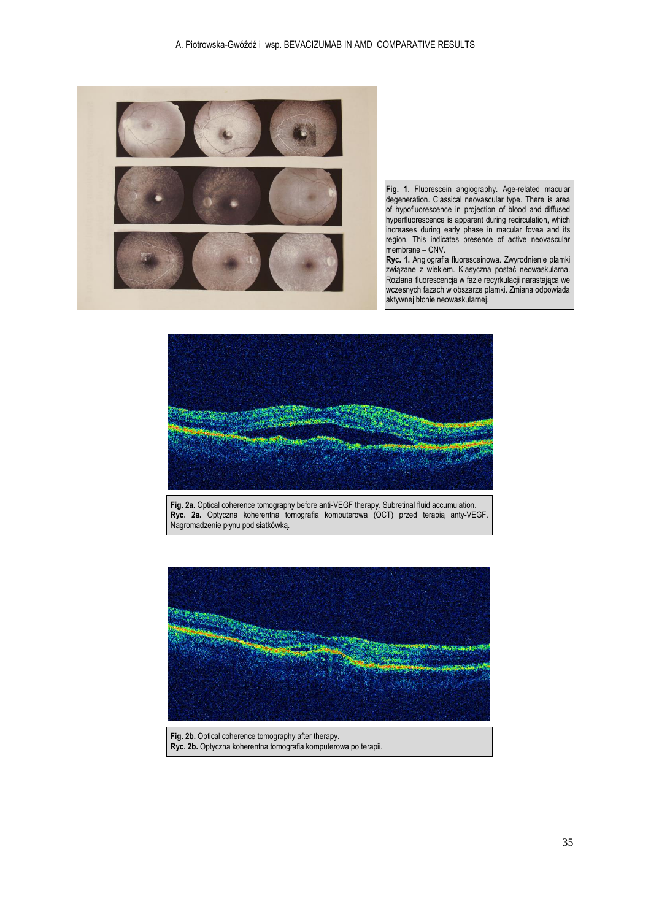**Fig. 1.** Fluorescein angiography. Age-related macular degeneration. Classical neovascular type. There is area of hypofluorescence in projection of blood and diffused hyperfluorescence is apparent during recirculation, which increases during early phase in macular fovea and its region. This indicates presence of active neovascular membrane – CNV.

**Ryc. 1.** Angiografia fluoresceinowa. Zwyrodnienie plamki związane z wiekiem. Klasyczna postać neowaskularna. Rozlana fluorescencja w fazie recyrkulacji narastająca we wczesnych fazach w obszarze plamki. Zmiana odpowiada aktywnej błonie neowaskularnej.

**Fig. 2a.** Optical coherence tomography before anti-VEGF therapy. Subretinal fluid accumulation.

**Ryc. 2a.** Optyczna koherentna tomografia komputerowa (OCT) przed terapią anty-VEGF. Nagromadzenie płynu pod siatkówką.

**Fig. 2b.** Optical coherence tomography after therapy.

**Ryc. 2b.** Optyczna koherentna tomografia komputerowa po terapii.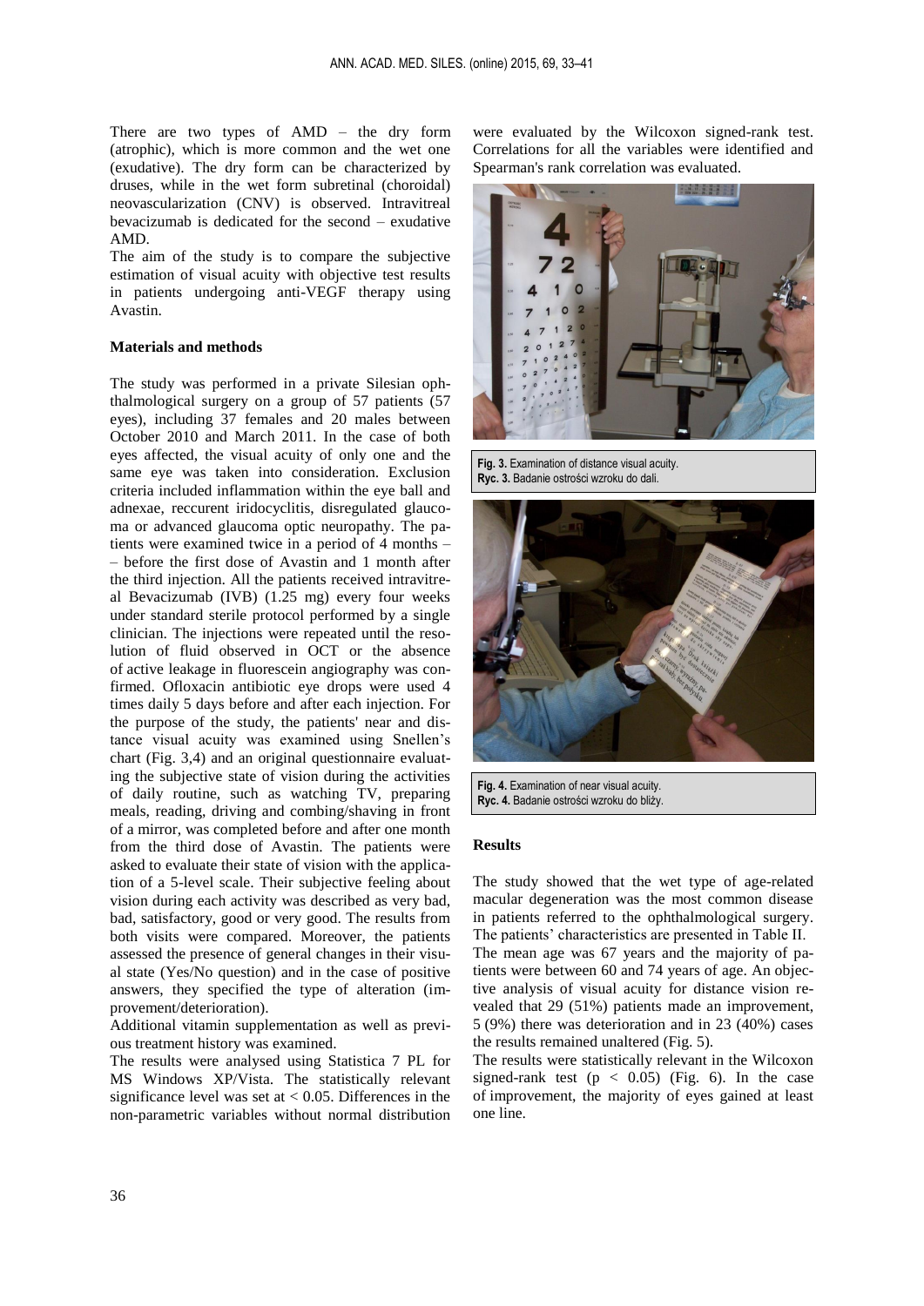There are two types of AMD – the dry form (atrophic), which is more common and the wet one (exudative). The dry form can be characterized by druses, while in the wet form subretinal (choroidal) neovascularization (CNV) is observed. Intravitreal bevacizumab is dedicated for the second – exudative AMD.

The aim of the study is to compare the subjective estimation of visual acuity with objective test results in patients undergoing anti-VEGF therapy using Avastin.

### Materials and methods

The study was performed in a private Silesian ophthalmological surgery on a group of 57 patients (57 eyes), including 37 females and 20 males between October 2010 and March 2011. In the case of both eyes affected, the visual acuity of only one and the same eye was taken into consideration. Exclusion criteria included inflammation within the eye ball and adnexae, reccurent iridocyclitis, disregulated glaucoma or advanced glaucoma optic neuropathy. The patients were examined twice in a period of 4 months – – before the first dose of Avastin and 1 month after the third injection. All the patients received intravitreal Bevacizumab (IVB) (1.25 mg) every four weeks under standard sterile protocol performed by a single clinician. The injections were repeated until the resolution of fluid observed in OCT or the absence of active leakage in fluorescein angiography was confirmed. Ofloxacin antibiotic eye drops were used 4 times daily 5 days before and after each injection. For the purpose of the study, the patients' near and distance visual acuity was examined using Snellen's chart (Fig. 3,4) and an original questionnaire evaluating the subjective state of vision during the activities of daily routine, such as watching TV, preparing meals, reading, driving and combing/shaving in front of a mirror, was completed before and after one month from the third dose of Avastin. The patients were asked to evaluate their state of vision with the application of a 5-level scale. Their subjective feeling about vision during each activity was described as very bad, bad, satisfactory, good or very good. The results from both visits were compared. Moreover, the patients assessed the presence of general changes in their visual state (Yes/No question) and in the case of positive answers, they specified the type of alteration (improvement/deterioration).

Additional vitamin supplementation as well as previous treatment history was examined.

The results were analysed using Statistica 7 PL for MS Windows XP/Vista. The statistically relevant significance level was set at $< 0.05$. Differences in the non-parametric variables without normal distribution were evaluated by the Wilcoxon signed-rank test. Correlations for all the variables were identified and Spearman's rank correlation was evaluated.

**Fig. 3.** Examination of distance visual acuity.
**Ryc. 3.** Badanie ostrości wzroku do dali.

**Fig. 4.** Examination of near visual acuity.
**Ryc. 4.** Badanie ostrości wzroku do bliży.

### Results

The study showed that the wet type of age-related macular degeneration was the most common disease in patients referred to the ophthalmological surgery. The patients' characteristics are presented in Table II.

The mean age was 67 years and the majority of patients were between 60 and 74 years of age. An objective analysis of visual acuity for distance vision revealed that 29 (51%) patients made an improvement, 5 (9%) there was deterioration and in 23 (40%) cases the results remained unaltered (Fig. 5).

The results were statistically relevant in the Wilcoxon signed-rank test ($p < 0.05$) (Fig. 6). In the case of improvement, the majority of eyes gained at least one line.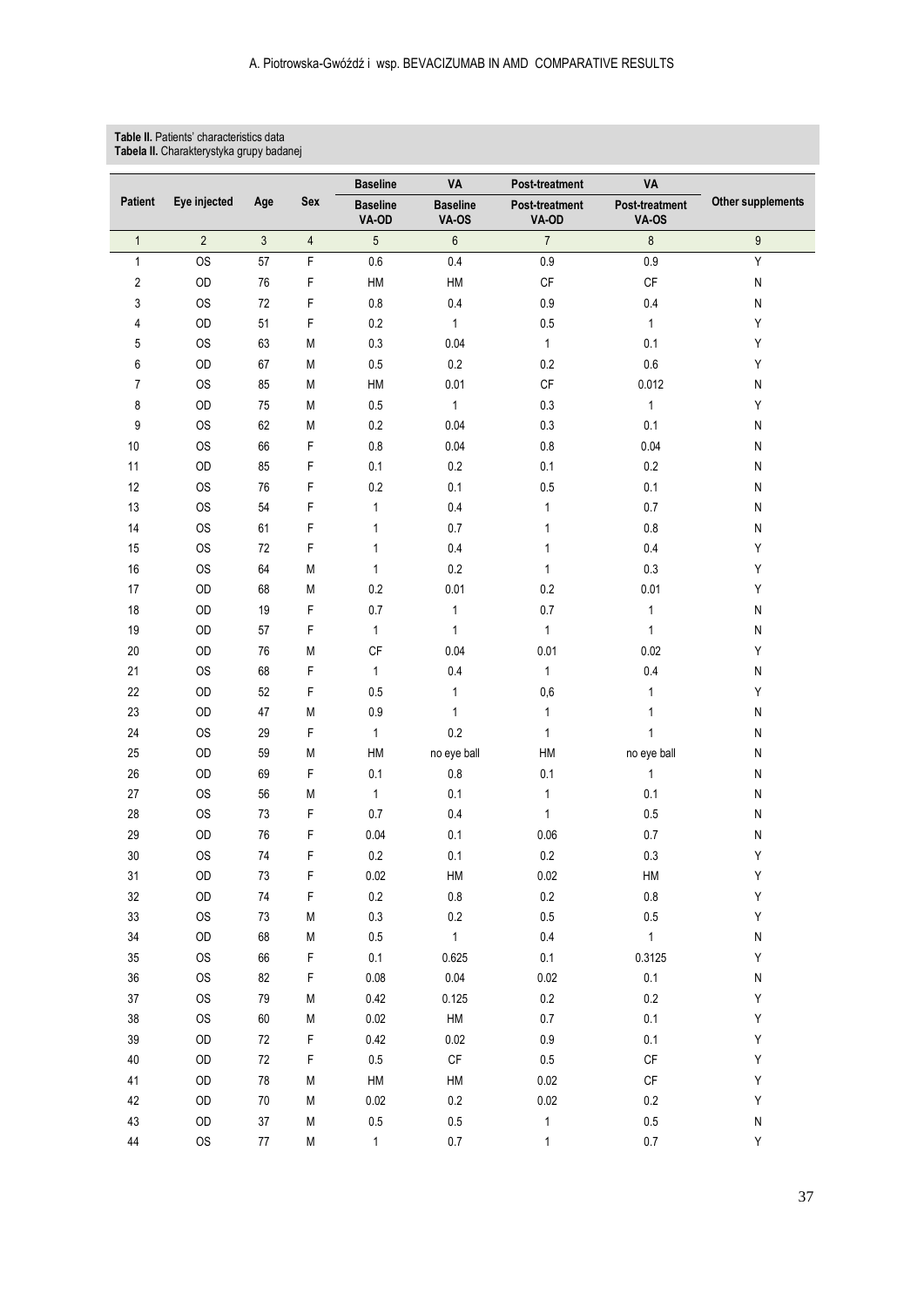**Table II.** Patients' characteristics data
**Tabela II.** Charakterystyka grupy badanej

| Patient | Eye injected | Age | Sex | Baseline VA-OD | Baseline VA-OS | Post-treatment VA-OD | Post-treatment VA-OS | Other supplements |
|---|---|---|---|---|---|---|---|---|
| 1 | 2 | 3 | 4 | 5 | 6 | 7 | 8 | 9 |
| 1 | OS | 57 | F | 0.6 | 0.4 | 0.9 | 0.9 | Y |
| 2 | OD | 76 | F | HM | HM | CF | CF | N |
| 3 | OS | 72 | F | 0.8 | 0.4 | 0.9 | 0.4 | N |
| 4 | OD | 51 | F | 0.2 | 1 | 0.5 | 1 | Y |
| 5 | OS | 63 | M | 0.3 | 0.04 | 1 | 0.1 | Y |
| 6 | OD | 67 | M | 0.5 | 0.2 | 0.2 | 0.6 | Y |
| 7 | OS | 85 | M | HM | 0.01 | CF | 0.012 | N |
| 8 | OD | 75 | M | 0.5 | 1 | 0.3 | 1 | Y |
| 9 | OS | 62 | M | 0.2 | 0.04 | 0.3 | 0.1 | N |
| 10 | OS | 66 | F | 0.8 | 0.04 | 0.8 | 0.04 | N |
| 11 | OD | 85 | F | 0.1 | 0.2 | 0.1 | 0.2 | N |
| 12 | OS | 76 | F | 0.2 | 0.1 | 0.5 | 0.1 | N |
| 13 | OS | 54 | F | 1 | 0.4 | 1 | 0.7 | N |
| 14 | OS | 61 | F | 1 | 0.7 | 1 | 0.8 | N |
| 15 | OS | 72 | F | 1 | 0.4 | 1 | 0.4 | Y |
| 16 | OS | 64 | M | 1 | 0.2 | 1 | 0.3 | Y |
| 17 | OD | 68 | M | 0.2 | 0.01 | 0.2 | 0.01 | Y |
| 18 | OD | 19 | F | 0.7 | 1 | 0.7 | 1 | N |
| 19 | OD | 57 | F | 1 | 1 | 1 | 1 | N |
| 20 | OD | 76 | M | CF | 0.04 | 0.01 | 0.02 | Y |
| 21 | OS | 68 | F | 1 | 0.4 | 1 | 0.4 | N |
| 22 | OD | 52 | F | 0.5 | 1 | 0,6 | 1 | Y |
| 23 | OD | 47 | M | 0.9 | 1 | 1 | 1 | N |
| 24 | OS | 29 | F | 1 | 0.2 | 1 | 1 | N |
| 25 | OD | 59 | M | HM | no eye ball | HM | no eye ball | N |
| 26 | OD | 69 | F | 0.1 | 0.8 | 0.1 | 1 | N |
| 27 | OS | 56 | M | 1 | 0.1 | 1 | 0.1 | N |
| 28 | OS | 73 | F | 0.7 | 0.4 | 1 | 0.5 | N |
| 29 | OD | 76 | F | 0.04 | 0.1 | 0.06 | 0.7 | N |
| 30 | OS | 74 | F | 0.2 | 0.1 | 0.2 | 0.3 | Y |
| 31 | OD | 73 | F | 0.02 | HM | 0.02 | HM | Y |
| 32 | OD | 74 | F | 0.2 | 0.8 | 0.2 | 0.8 | Y |
| 33 | OS | 73 | M | 0.3 | 0.2 | 0.5 | 0.5 | Y |
| 34 | OD | 68 | M | 0.5 | 1 | 0.4 | 1 | N |
| 35 | OS | 66 | F | 0.1 | 0.625 | 0.1 | 0.3125 | Y |
| 36 | OS | 82 | F | 0.08 | 0.04 | 0.02 | 0.1 | N |
| 37 | OS | 79 | M | 0.42 | 0.125 | 0.2 | 0.2 | Y |
| 38 | OS | 60 | M | 0.02 | HM | 0.7 | 0.1 | Y |
| 39 | OD | 72 | F | 0.42 | 0.02 | 0.9 | 0.1 | Y |
| 40 | OD | 72 | F | 0.5 | CF | 0.5 | CF | Y |
| 41 | OD | 78 | M | HM | HM | 0.02 | CF | Y |
| 42 | OD | 70 | M | 0.02 | 0.2 | 0.02 | 0.2 | Y |
| 43 | OD | 37 | M | 0.5 | 0.5 | 1 | 0.5 | N |
| 44 | OS | 77 | M | 1 | 0.7 | 1 | 0.7 | Y |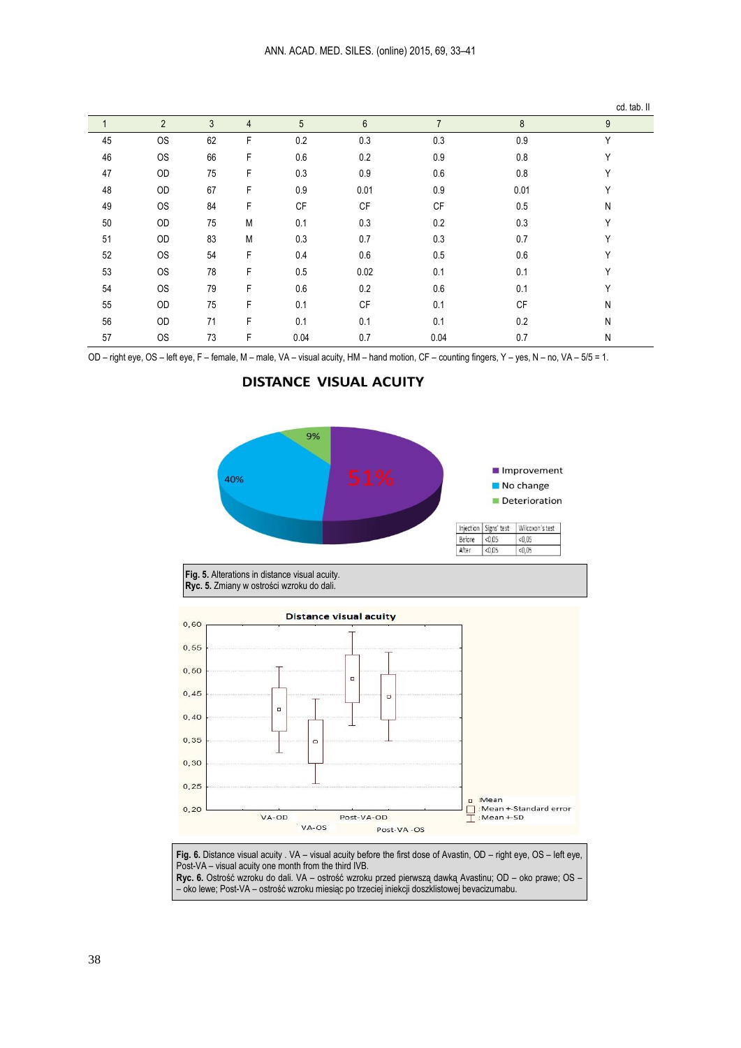cd. tab. II

| 1 | 2 | 3 | 4 | 5 | 6 | 7 | 8 | 9 |
|---|---|---|---|---|---|---|---|---|
| 45 | OS | 62 | F | 0.2 | 0.3 | 0.3 | 0.9 | Y |
| 46 | OS | 66 | F | 0.6 | 0.2 | 0.9 | 0.8 | Y |
| 47 | OD | 75 | F | 0.3 | 0.9 | 0.6 | 0.8 | Y |
| 48 | OD | 67 | F | 0.9 | 0.01 | 0.9 | 0.01 | Y |
| 49 | OS | 84 | F | CF | CF | CF | 0.5 | N |
| 50 | OD | 75 | M | 0.1 | 0.3 | 0.2 | 0.3 | Y |
| 51 | OD | 83 | M | 0.3 | 0.7 | 0.3 | 0.7 | Y |
| 52 | OS | 54 | F | 0.4 | 0.6 | 0.5 | 0.6 | Y |
| 53 | OS | 78 | F | 0.5 | 0.02 | 0.1 | 0.1 | Y |
| 54 | OS | 79 | F | 0.6 | 0.2 | 0.6 | 0.1 | Y |
| 55 | OD | 75 | F | 0.1 | CF | 0.1 | CF | N |
| 56 | OD | 71 | F | 0.1 | 0.1 | 0.1 | 0.2 | N |
| 57 | OS | 73 | F | 0.04 | 0.7 | 0.04 | 0.7 | N |

OD – right eye, OS – left eye, F – female, M – male, VA – visual acuity, HM – hand motion, CF – counting fingers, Y – yes, N – no, VA – 5/5 = 1.

**DISTANCE VISUAL ACUITY**

| Injection | Signs' test | Wilcoxon's test |
|---|---|---|
| Before | <0.05 | <0.05 |
| After | <0.05 | <0.05 |

**Fig. 5.** Alterations in distance visual acuity.
**Ryc. 5.** Zmiany w ostrości wzroku do dali.

**Fig. 6.** Distance visual acuity . VA – visual acuity before the first dose of Avastin, OD – right eye, OS – left eye, Post-VA – visual acuity one month from the third IVB.
**Ryc. 6.** Ostrość wzroku do dali. VA – ostrość wzroku przed pierwszą dawką Avastinu; OD – oko prawe; OS – – oko lewe; Post-VA – ostrość wzroku miesiąc po trzeciej iniekcji doszklistowej bevacizumabu.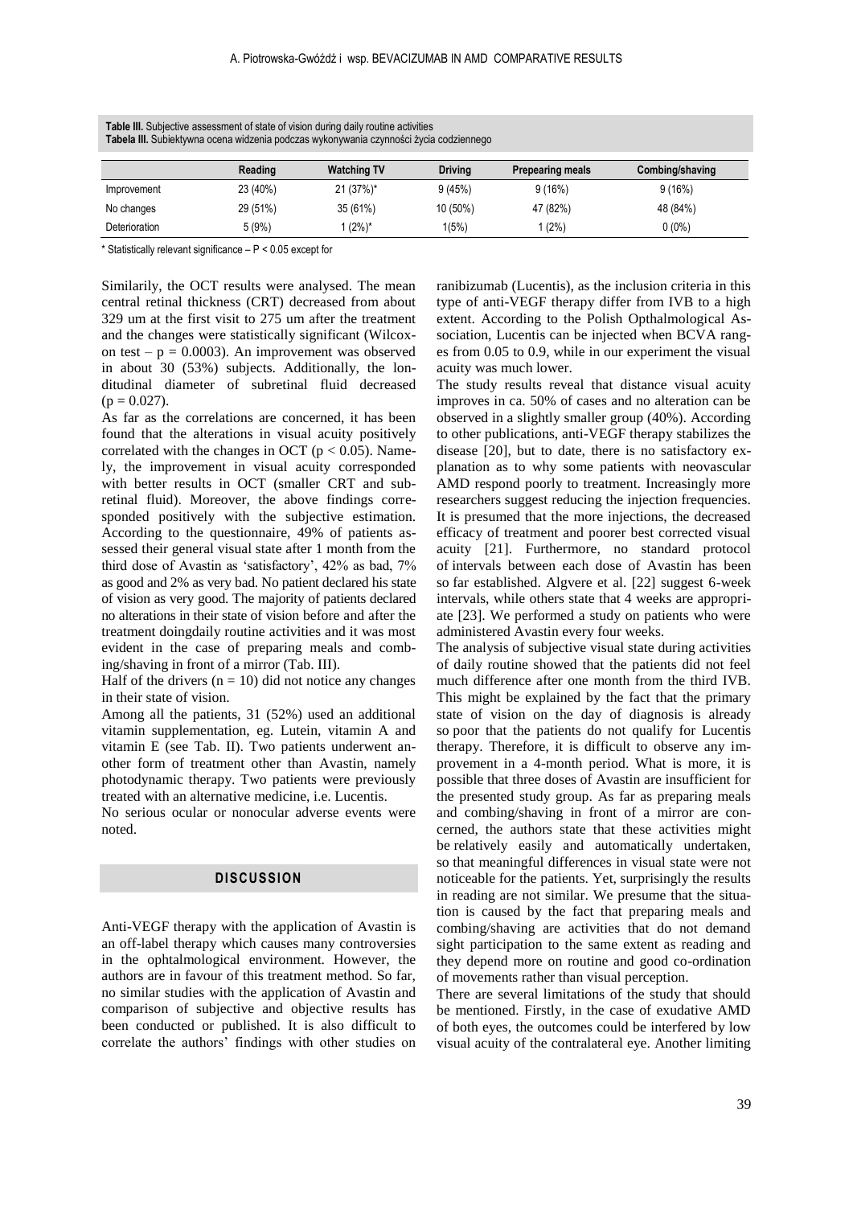**Table III.** Subjective assessment of state of vision during daily routine activities
**Tabela III.** Subiektywna ocena widzenia podczas wykonywania czynności życia codziennego

| | Reading | Watching TV | Driving | Prepearing meals | Combing/shaving |
|---|---|---|---|---|---|
| Improvement | 23 (40%) | 21 (37%)* | 9 (45%) | 9 (16%) | 9 (16%) |
| No changes | 29 (51%) | 35 (61%) | 10 (50%) | 47 (82%) | 48 (84%) |
| Deterioration | 5 (9%) | 1 (2%)* | 1(5%) | 1 (2%) | 0 (0%) |

* Statistically relevant significance – $P < 0.05$ except for

Similarily, the OCT results were analysed. The mean central retinal thickness (CRT) decreased from about 329 um at the first visit to 275 um after the treatment and the changes were statistically significant (Wilcoxon test – $p = 0.0003$). An improvement was observed in about 30 (53%) subjects. Additionally, the londitudinal diameter of subretinal fluid decreased ($p = 0.027$).

As far as the correlations are concerned, it has been found that the alterations in visual acuity positively correlated with the changes in OCT ($p < 0.05$). Namely, the improvement in visual acuity corresponded with better results in OCT (smaller CRT and subretinal fluid). Moreover, the above findings corresponded positively with the subjective estimation. According to the questionnaire, 49% of patients assessed their general visual state after 1 month from the third dose of Avastin as 'satisfactory', 42% as bad, 7% as good and 2% as very bad. No patient declared his state of vision as very good. The majority of patients declared no alterations in their state of vision before and after the treatment doingdaily routine activities and it was most evident in the case of preparing meals and combing/shaving in front of a mirror (Tab. III).

Half of the drivers ($n = 10$) did not notice any changes in their state of vision.

Among all the patients, 31 (52%) used an additional vitamin supplementation, eg. Lutein, vitamin A and vitamin E (see Tab. II). Two patients underwent another form of treatment other than Avastin, namely photodynamic therapy. Two patients were previously treated with an alternative medicine, i.e. Lucentis.

No serious ocular or nonocular adverse events were noted.

## DISCUSSION

Anti-VEGF therapy with the application of Avastin is an off-label therapy which causes many controversies in the ophtalmological environment. However, the authors are in favour of this treatment method. So far, no similar studies with the application of Avastin and comparison of subjective and objective results has been conducted or published. It is also difficult to correlate the authors' findings with other studies on ranibizumab (Lucentis), as the inclusion criteria in this type of anti-VEGF therapy differ from IVB to a high extent. According to the Polish Opthalmological Association, Lucentis can be injected when BCVA ranges from 0.05 to 0.9, while in our experiment the visual acuity was much lower.

The study results reveal that distance visual acuity improves in ca. 50% of cases and no alteration can be observed in a slightly smaller group (40%). According to other publications, anti-VEGF therapy stabilizes the disease [20], but to date, there is no satisfactory explanation as to why some patients with neovascular AMD respond poorly to treatment. Increasingly more researchers suggest reducing the injection frequencies. It is presumed that the more injections, the decreased efficacy of treatment and poorer best corrected visual acuity [21]. Furthermore, no standard protocol of intervals between each dose of Avastin has been so far established. Algvere et al. [22] suggest 6-week intervals, while others state that 4 weeks are appropriate [23]. We performed a study on patients who were administered Avastin every four weeks.

The analysis of subjective visual state during activities of daily routine showed that the patients did not feel much difference after one month from the third IVB. This might be explained by the fact that the primary state of vision on the day of diagnosis is already so poor that the patients do not qualify for Lucentis therapy. Therefore, it is difficult to observe any improvement in a 4-month period. What is more, it is possible that three doses of Avastin are insufficient for the presented study group. As far as preparing meals and combing/shaving in front of a mirror are concerned, the authors state that these activities might be relatively easily and automatically undertaken, so that meaningful differences in visual state were not noticeable for the patients. Yet, surprisingly the results in reading are not similar. We presume that the situation is caused by the fact that preparing meals and combing/shaving are activities that do not demand sight participation to the same extent as reading and they depend more on routine and good co-ordination of movements rather than visual perception.

There are several limitations of the study that should be mentioned. Firstly, in the case of exudative AMD of both eyes, the outcomes could be interfered by low visual acuity of the contralateral eye. Another limiting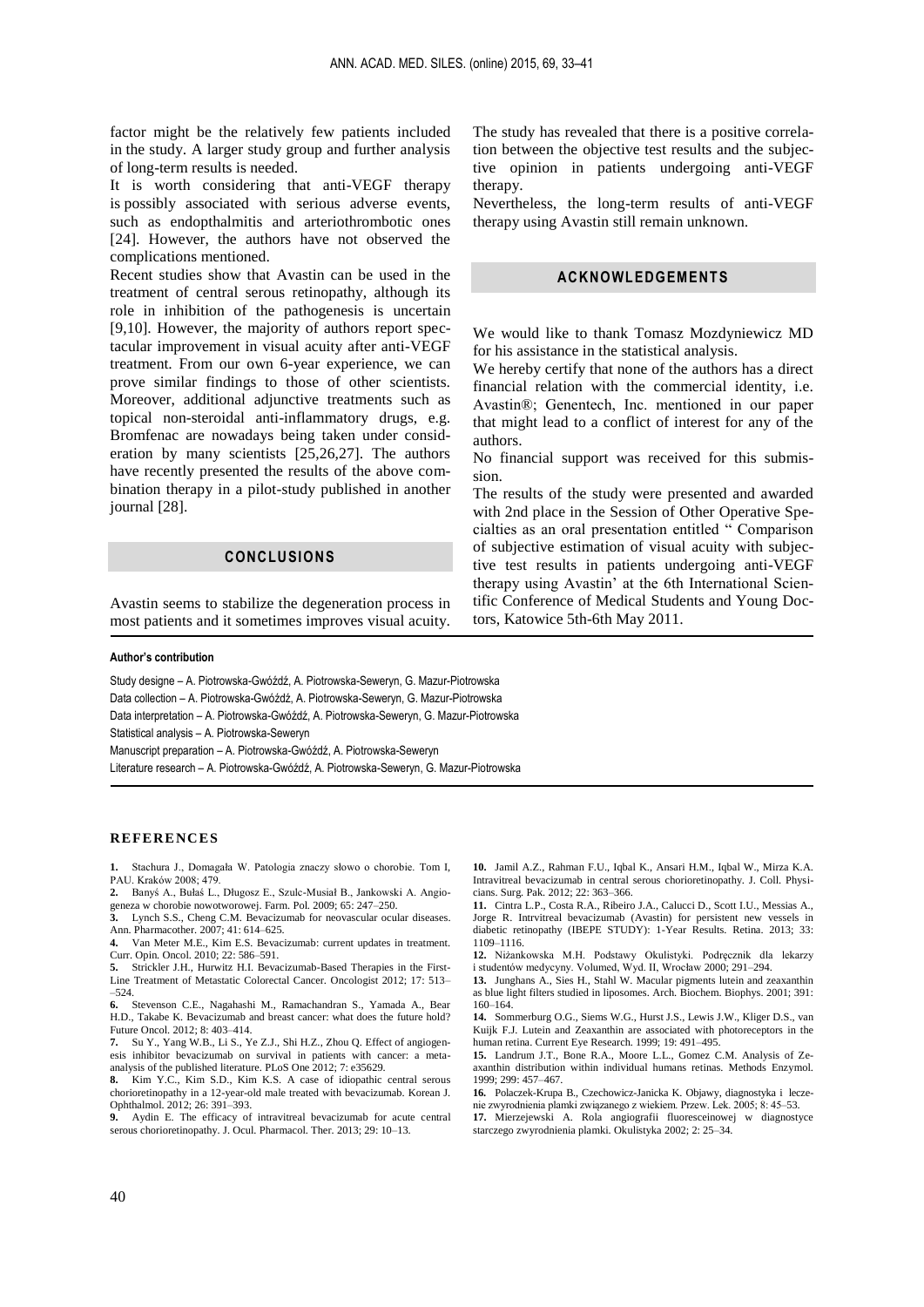factor might be the relatively few patients included in the study. A larger study group and further analysis of long-term results is needed.

It is worth considering that anti-VEGF therapy is possibly associated with serious adverse events, such as endopthalmitis and arteriothrombotic ones [24]. However, the authors have not observed the complications mentioned.

Recent studies show that Avastin can be used in the treatment of central serous retinopathy, although its role in inhibition of the pathogenesis is uncertain [9,10]. However, the majority of authors report spectacular improvement in visual acuity after anti-VEGF treatment. From our own 6-year experience, we can prove similar findings to those of other scientists. Moreover, additional adjunctive treatments such as topical non-steroidal anti-inflammatory drugs, e.g. Bromfenac are nowadays being taken under consideration by many scientists [25,26,27]. The authors have recently presented the results of the above combination therapy in a pilot-study published in another journal [28].

## CONCLUSIONS

Avastin seems to stabilize the degeneration process in most patients and it sometimes improves visual acuity. The study has revealed that there is a positive correlation between the objective test results and the subjective opinion in patients undergoing anti-VEGF therapy.

Nevertheless, the long-term results of anti-VEGF therapy using Avastin still remain unknown.

## ACKNOWLEDGEMENTS

We would like to thank Tomasz Mozdyniewicz MD for his assistance in the statistical analysis.

We hereby certify that none of the authors has a direct financial relation with the commercial identity, i.e. Avastin®; Genentech, Inc. mentioned in our paper that might lead to a conflict of interest for any of the authors.

No financial support was received for this submission.

The results of the study were presented and awarded with 2nd place in the Session of Other Operative Specialties as an oral presentation entitled " Comparison of subjective estimation of visual acuity with subjective test results in patients undergoing anti-VEGF therapy using Avastin' at the 6th International Scientific Conference of Medical Students and Young Doctors, Katowice 5th-6th May 2011.

**Author's contribution**

Study designe – A. Piotrowska-Gwóźdź, A. Piotrowska-Seweryn, G. Mazur-Piotrowska
Data collection – A. Piotrowska-Gwóźdź, A. Piotrowska-Seweryn, G. Mazur-Piotrowska
Data interpretation – A. Piotrowska-Gwóźdź, A. Piotrowska-Seweryn, G. Mazur-Piotrowska
Statistical analysis – A. Piotrowska-Seweryn
Manuscript preparation – A. Piotrowska-Gwóźdź, A. Piotrowska-Seweryn
Literature research – A. Piotrowska-Gwóźdź, A. Piotrowska-Seweryn, G. Mazur-Piotrowska

## REFERENCES

1. Stachura J., Domagała W. Patologia znaczy słowo o chorobie. Tom I, PAU. Kraków 2008; 479.
2. Banyś A., Bułaś L., Długosz E., Szulc-Musiał B., Jankowski A. Angiogeneza w chorobie nowotworowej. Farm. Pol. 2009; 65: 247–250.
3. Lynch S.S., Cheng C.M. Bevacizumab for neovascular ocular diseases. Ann. Pharmacother. 2007; 41: 614–625.
4. Van Meter M.E., Kim E.S. Bevacizumab: current updates in treatment. Curr. Opin. Oncol. 2010; 22: 586–591.
5. Strickler J.H., Hurwitz H.I. Bevacizumab-Based Therapies in the First-Line Treatment of Metastatic Colorectal Cancer. Oncologist 2012; 17: 513–524.
6. Stevenson C.E., Nagahashi M., Ramachandran S., Yamada A., Bear H.D., Takabe K. Bevacizumab and breast cancer: what does the future hold? Future Oncol. 2012; 8: 403–414.
7. Su Y., Yang W.B., Li S., Ye Z.J., Shi H.Z., Zhou Q. Effect of angiogenesis inhibitor bevacizumab on survival in patients with cancer: a meta-analysis of the published literature. PLoS One 2012; 7: e35629.
8. Kim Y.C., Kim S.D., Kim K.S. A case of idiopathic central serous chorioretinopathy in a 12-year-old male treated with bevacizumab. Korean J. Ophthalmol. 2012; 26: 391–393.
9. Aydin E. The efficacy of intravitreal bevacizumab for acute central serous chorioretinopathy. J. Ocul. Pharmacol. Ther. 2013; 29: 10–13.
10. Jamil A.Z., Rahman F.U., Iqbal K., Ansari H.M., Iqbal W., Mirza K.A. Intravitreal bevacizumab in central serous chorioretinopathy. J. Coll. Physicians. Surg. Pak. 2012; 22: 363–366.
11. Cintra L.P., Costa R.A., Ribeiro J.A., Calucci D., Scott I.U., Messias A., Jorge R. Intrvitreal bevacizumab (Avastin) for persistent new vessels in diabetic retinopathy (IBEPE STUDY): 1-Year Results. Retina. 2013; 33: 1109–1116.
12. Niżankowska M.H. Podstawy Okulistyki. Podręcznik dla lekarzy i studentów medycyny. Volumed, Wyd. II, Wrocław 2000; 291–294.
13. Junghans A., Sies H., Stahl W. Macular pigments lutein and zeaxanthin as blue light filters studied in liposomes. Arch. Biochem. Biophys. 2001; 391: 160–164.
14. Sommerburg O.G., Siems W.G., Hurst J.S., Lewis J.W., Kliger D.S., van Kuijk F.J. Lutein and Zeaxanthin are associated with photoreceptors in the human retina. Current Eye Research. 1999; 19: 491–495.
15. Landrum J.T., Bone R.A., Moore L.L., Gomez C.M. Analysis of Zeaxanthin distribution within individual humans retinas. Methods Enzymol. 1999; 299: 457–467.
16. Polaczek-Krupa B., Czechowicz-Janicka K. Objawy, diagnostyka i leczenie zwyrodnienia plamki związanego z wiekiem. Przew. Lek. 2005; 8: 45–53.
17. Mierzejewski A. Rola angiografii fluoresceinowej w diagnostyce starczego zwyrodnienia plamki. Okulistyka 2002; 2: 25–34.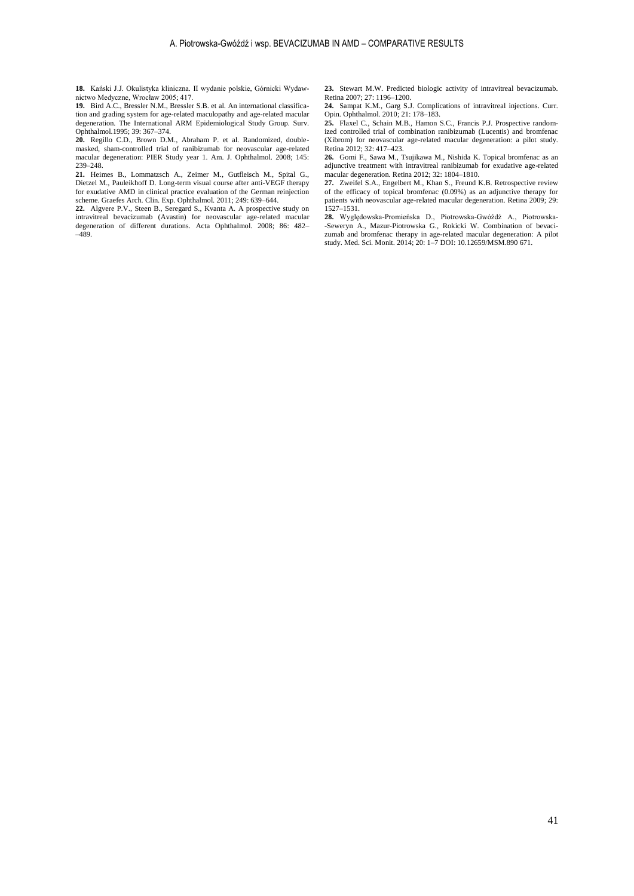**18.** Kański J.J. Okulistyka kliniczna. II wydanie polskie, Górnicki Wydawnictwo Medyczne, Wrocław 2005; 417.

**19.** Bird A.C., Bressler N.M., Bressler S.B. et al. An international classification and grading system for age-related maculopathy and age-related macular degeneration. The International ARM Epidemiological Study Group. Surv. Ophthalmol.1995; 39: 367–374.

**20.** Regillo C.D., Brown D.M., Abraham P. et al. Randomized, double-masked, sham-controlled trial of ranibizumab for neovascular age-related macular degeneration: PIER Study year 1. Am. J. Ophthalmol. 2008; 145: 239–248.

**21.** Heimes B., Lommatzsch A., Zeimer M., Gutfleisch M., Spital G., Dietzel M., Pauleikhoff D. Long-term visual course after anti-VEGF therapy for exudative AMD in clinical practice evaluation of the German reinjection scheme. Graefes Arch. Clin. Exp. Ophthalmol. 2011; 249: 639–644.

**22.** Algvere P.V., Steen B., Seregard S., Kvanta A. A prospective study on intravitreal bevacizumab (Avastin) for neovascular age-related macular degeneration of different durations. Acta Ophthalmol. 2008; 86: 482–489.

**23.** Stewart M.W. Predicted biologic activity of intravitreal bevacizumab. Retina 2007; 27: 1196–1200.

**24.** Sampat K.M., Garg S.J. Complications of intravitreal injections. Curr. Opin. Ophthalmol. 2010; 21: 178–183.

**25.** Flaxel C., Schain M.B., Hamon S.C., Francis P.J. Prospective randomized controlled trial of combination ranibizumab (Lucentis) and bromfenac (Xibrom) for neovascular age-related macular degeneration: a pilot study. Retina 2012; 32: 417–423.

**26.** Gomi F., Sawa M., Tsujikawa M., Nishida K. Topical bromfenac as an adjunctive treatment with intravitreal ranibizumab for exudative age-related macular degeneration. Retina 2012; 32: 1804–1810.

**27.** Zweifel S.A., Engelbert M., Khan S., Freund K.B. Retrospective review of the efficacy of topical bromfenac (0.09%) as an adjunctive therapy for patients with neovascular age-related macular degeneration. Retina 2009; 29: 1527–1531.

**28.** Wyględowska-Promieńska D., Piotrowska-Gwóźdź A., Piotrowska-Seweryn A., Mazur-Piotrowska G., Rokicki W. Combination of bevacizumab and bromfenac therapy in age-related macular degeneration: A pilot study. Med. Sci. Monit. 2014; 20: 1–7 DOI: 10.12659/MSM.890 671.